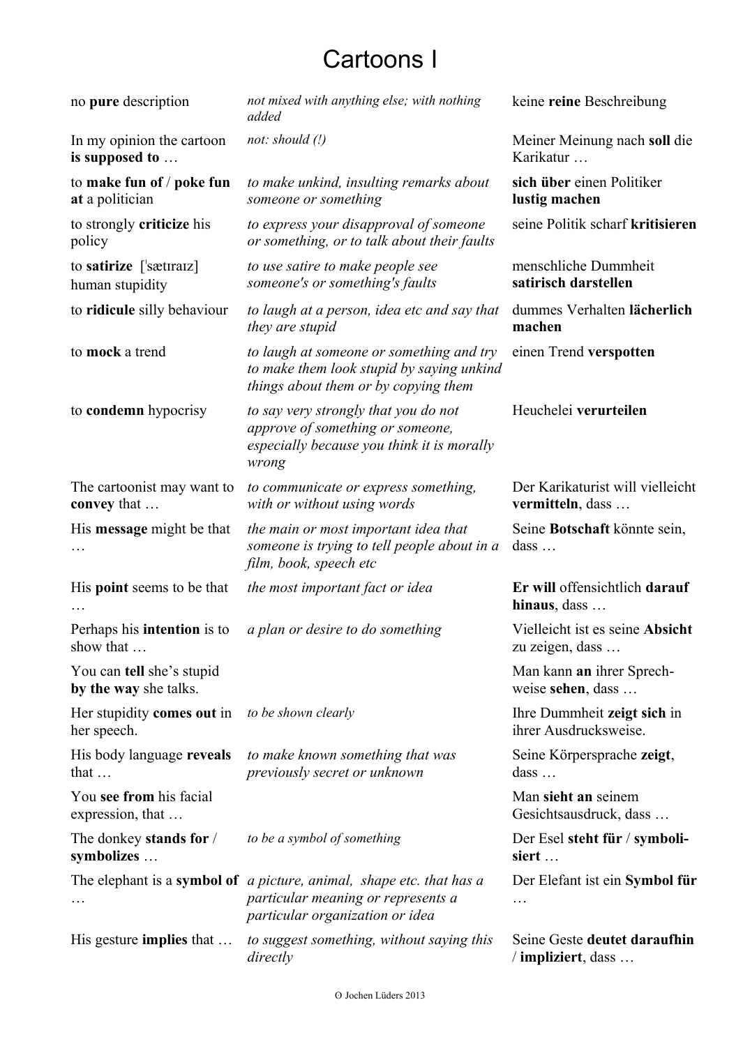# Cartoons I

| | | |
|---|---|---|
| no **pure** description | *not mixed with anything else; with nothing added* | keine **reine** Beschreibung |
| In my opinion the cartoon **is supposed to** … | *not: should (!)* | Meiner Meinung nach **soll** die Karikatur … |
| to **make fun of** / **poke fun at** a politician | *to make unkind, insulting remarks about someone or something* | **sich über** einen Politiker **lustig machen** |
| to strongly **criticize** his policy | *to express your disapproval of someone or something, or to talk about their faults* | seine Politik scharf **kritisieren** |
| to **satirize** [ˈsætɪraɪz] human stupidity | *to use satire to make people see someone's or something's faults* | menschliche Dummheit **satirisch darstellen** |
| to **ridicule** silly behaviour | *to laugh at a person, idea etc and say that they are stupid* | dummes Verhalten **lächerlich machen** |
| to **mock** a trend | *to laugh at someone or something and try to make them look stupid by saying unkind things about them or by copying them* | einen Trend **verspotten** |
| to **condemn** hypocrisy | *to say very strongly that you do not approve of something or someone, especially because you think it is morally wrong* | Heuchelei **verurteilen** |
| The cartoonist may want to **convey** that … | *to communicate or express something, with or without using words* | Der Karikaturist will vielleicht **vermitteln**, dass … |
| His **message** might be that … | *the main or most important idea that someone is trying to tell people about in a film, book, speech etc* | Seine **Botschaft** könnte sein, dass … |
| His **point** seems to be that … | *the most important fact or idea* | **Er will** offensichtlich **darauf hinaus**, dass … |
| Perhaps his **intention** is to show that … | *a plan or desire to do something* | Vielleicht ist es seine **Absicht** zu zeigen, dass … |
| You can **tell** she's stupid **by the way** she talks. | | Man kann **an** ihrer Sprechweise **sehen**, dass … |
| Her stupidity **comes out** in her speech. | *to be shown clearly* | Ihre Dummheit **zeigt sich** in ihrer Ausdrucksweise. |
| His body language **reveals** that … | *to make known something that was previously secret or unknown* | Seine Körpersprache **zeigt**, dass … |
| You **see from** his facial expression, that … | | Man **sieht an** seinem Gesichtsausdruck, dass … |
| The donkey **stands for** / **symbolizes** … | *to be a symbol of something* | Der Esel **steht für** / **symbolisiert** … |
| The elephant is a **symbol of** … | *a picture, animal, shape etc. that has a particular meaning or represents a particular organization or idea* | Der Elefant ist ein **Symbol für** … |
| His gesture **implies** that … | *to suggest something, without saying this directly* | Seine Geste **deutet daraufhin** / **impliziert**, dass … |

© Jochen Lüders 2013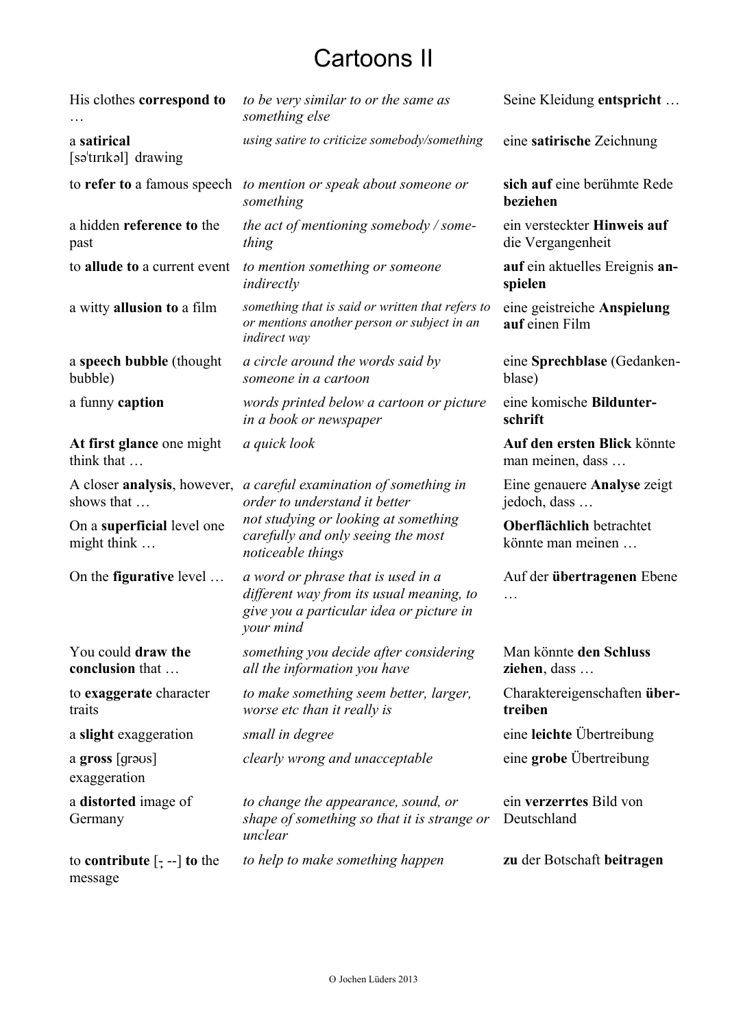# Cartoons II

| | | |
|---|---|---|
| His clothes **correspond to** … | *to be very similar to or the same as something else* | Seine Kleidung **entspricht** … |
| a **satirical** [səˈtɪrɪkəl] drawing | *using satire to criticize somebody/something* | eine **satirische** Zeichnung |
| to **refer to** a famous speech | *to mention or speak about someone or something* | **sich auf** eine berühmte Rede **beziehen** |
| a hidden **reference to** the past | *the act of mentioning somebody / something* | ein versteckter **Hinweis auf** die Vergangenheit |
| to **allude to** a current event | *to mention something or someone indirectly* | **auf** ein aktuelles Ereignis **anspielen** |
| a witty **allusion to** a film | *something that is said or written that refers to or mentions another person or subject in an indirect way* | eine geistreiche **Anspielung auf** einen Film |
| a **speech bubble** (thought bubble) | *a circle around the words said by someone in a cartoon* | eine **Sprechblase** (Gedankenblase) |
| a funny **caption** | *words printed below a cartoon or picture in a book or newspaper* | eine komische **Bildunterschrift** |
| **At first glance** one might think that … | *a quick look* | **Auf den ersten Blick** könnte man meinen, dass … |
| A closer **analysis**, however, shows that … | *a careful examination of something in order to understand it better* | Eine genauere **Analyse** zeigt jedoch, dass … |
| On a **superficial** level one might think … | *not studying or looking at something carefully and only seeing the most noticeable things* | **Oberflächlich** betrachtet könnte man meinen … |
| On the **figurative** level … | *a word or phrase that is used in a different way from its usual meaning, to give you a particular idea or picture in your mind* | Auf der **übertragenen** Ebene … |
| You could **draw the conclusion** that … | *something you decide after considering all the information you have* | Man könnte **den Schluss ziehen**, dass … |
| to **exaggerate** character traits | *to make something seem better, larger, worse etc than it really is* | Charaktereigenschaften **übertreiben** |
| a **slight** exaggeration | *small in degree* | eine **leichte** Übertreibung |
| a **gross** [grəʊs] exaggeration | *clearly wrong and unacceptable* | eine **grobe** Übertreibung |
| a **distorted** image of Germany | *to change the appearance, sound, or shape of something so that it is strange or unclear* | ein **verzerrtes** Bild von Deutschland |
| to **contribute** [-̣ --] **to** the message | *to help to make something happen* | **zu** der Botschaft **beitragen** |

© Jochen Lüders 2013